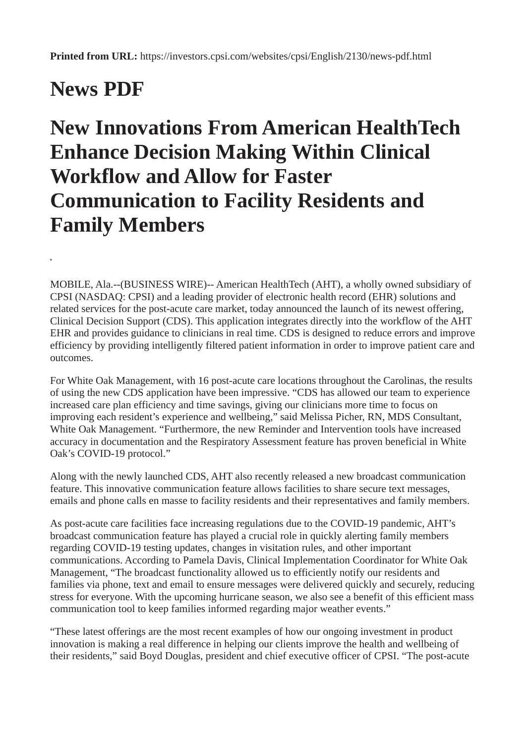**Printed from URL:** https://investors.cpsi.com/websites/cpsi/English/2130/news-pdf.html

# News PDF

# New Innovations From American HealthTech Enhance Decision Making Within Clinical Workflow and Allow for Faster Communication to Facility Residents and Family Members

,

MOBILE, Ala.--(BUSINESS WIRE)-- American HealthTech (AHT), a wholly owned subsidiary of CPSI (NASDAQ: CPSI) and a leading provider of electronic health record (EHR) solutions and related services for the post-acute care market, today announced the launch of its newest offering, Clinical Decision Support (CDS). This application integrates directly into the workflow of the AHT EHR and provides guidance to clinicians in real time. CDS is designed to reduce errors and improve efficiency by providing intelligently filtered patient information in order to improve patient care and outcomes.

For White Oak Management, with 16 post-acute care locations throughout the Carolinas, the results of using the new CDS application have been impressive. "CDS has allowed our team to experience increased care plan efficiency and time savings, giving our clinicians more time to focus on improving each resident's experience and wellbeing," said Melissa Picher, RN, MDS Consultant, White Oak Management. "Furthermore, the new Reminder and Intervention tools have increased accuracy in documentation and the Respiratory Assessment feature has proven beneficial in White Oak's COVID-19 protocol."

Along with the newly launched CDS, AHT also recently released a new broadcast communication feature. This innovative communication feature allows facilities to share secure text messages, emails and phone calls en masse to facility residents and their representatives and family members.

As post-acute care facilities face increasing regulations due to the COVID-19 pandemic, AHT's broadcast communication feature has played a crucial role in quickly alerting family members regarding COVID-19 testing updates, changes in visitation rules, and other important communications. According to Pamela Davis, Clinical Implementation Coordinator for White Oak Management, "The broadcast functionality allowed us to efficiently notify our residents and families via phone, text and email to ensure messages were delivered quickly and securely, reducing stress for everyone. With the upcoming hurricane season, we also see a benefit of this efficient mass communication tool to keep families informed regarding major weather events."

"These latest offerings are the most recent examples of how our ongoing investment in product innovation is making a real difference in helping our clients improve the health and wellbeing of their residents," said Boyd Douglas, president and chief executive officer of CPSI. "The post-acute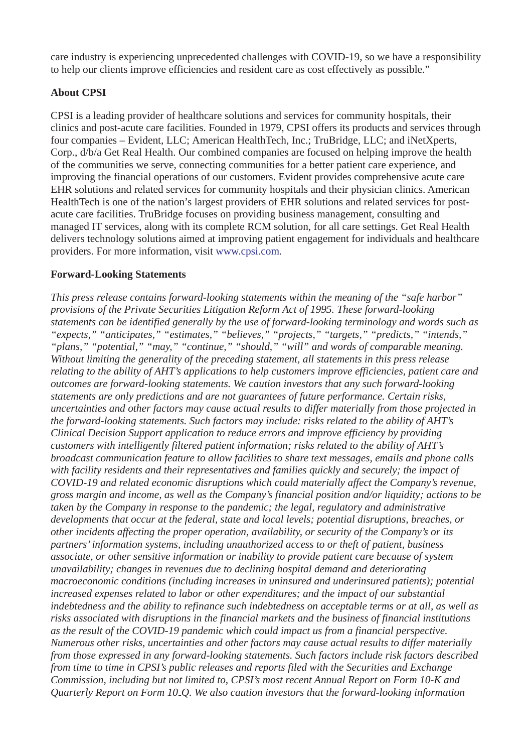care industry is experiencing unprecedented challenges with COVID-19, so we have a responsibility to help our clients improve efficiencies and resident care as cost effectively as possible."

**About CPSI**

CPSI is a leading provider of healthcare solutions and services for community hospitals, their clinics and post-acute care facilities. Founded in 1979, CPSI offers its products and services through four companies – Evident, LLC; American HealthTech, Inc.; TruBridge, LLC; and iNetXperts, Corp., d/b/a Get Real Health. Our combined companies are focused on helping improve the health of the communities we serve, connecting communities for a better patient care experience, and improving the financial operations of our customers. Evident provides comprehensive acute care EHR solutions and related services for community hospitals and their physician clinics. American HealthTech is one of the nation's largest providers of EHR solutions and related services for post-acute care facilities. TruBridge focuses on providing business management, consulting and managed IT services, along with its complete RCM solution, for all care settings. Get Real Health delivers technology solutions aimed at improving patient engagement for individuals and healthcare providers. For more information, visit www.cpsi.com.

**Forward-Looking Statements**

*This press release contains forward-looking statements within the meaning of the "safe harbor" provisions of the Private Securities Litigation Reform Act of 1995. These forward-looking statements can be identified generally by the use of forward-looking terminology and words such as "expects," "anticipates," "estimates," "believes," "projects," "targets," "predicts," "intends," "plans," "potential," "may," "continue," "should," "will" and words of comparable meaning. Without limiting the generality of the preceding statement, all statements in this press release relating to the ability of AHT's applications to help customers improve efficiencies, patient care and outcomes are forward-looking statements. We caution investors that any such forward-looking statements are only predictions and are not guarantees of future performance. Certain risks, uncertainties and other factors may cause actual results to differ materially from those projected in the forward-looking statements. Such factors may include: risks related to the ability of AHT's Clinical Decision Support application to reduce errors and improve efficiency by providing customers with intelligently filtered patient information; risks related to the ability of AHT's broadcast communication feature to allow facilities to share text messages, emails and phone calls with facility residents and their representatives and families quickly and securely; the impact of COVID-19 and related economic disruptions which could materially affect the Company's revenue, gross margin and income, as well as the Company's financial position and/or liquidity; actions to be taken by the Company in response to the pandemic; the legal, regulatory and administrative developments that occur at the federal, state and local levels; potential disruptions, breaches, or other incidents affecting the proper operation, availability, or security of the Company's or its partners' information systems, including unauthorized access to or theft of patient, business associate, or other sensitive information or inability to provide patient care because of system unavailability; changes in revenues due to declining hospital demand and deteriorating macroeconomic conditions (including increases in uninsured and underinsured patients); potential increased expenses related to labor or other expenditures; and the impact of our substantial indebtedness and the ability to refinance such indebtedness on acceptable terms or at all, as well as risks associated with disruptions in the financial markets and the business of financial institutions as the result of the COVID-19 pandemic which could impact us from a financial perspective. Numerous other risks, uncertainties and other factors may cause actual results to differ materially from those expressed in any forward-looking statements. Such factors include risk factors described from time to time in CPSI's public releases and reports filed with the Securities and Exchange Commission, including but not limited to, CPSI's most recent Annual Report on Form 10-K and Quarterly Report on Form 10-Q. We also caution investors that the forward-looking information*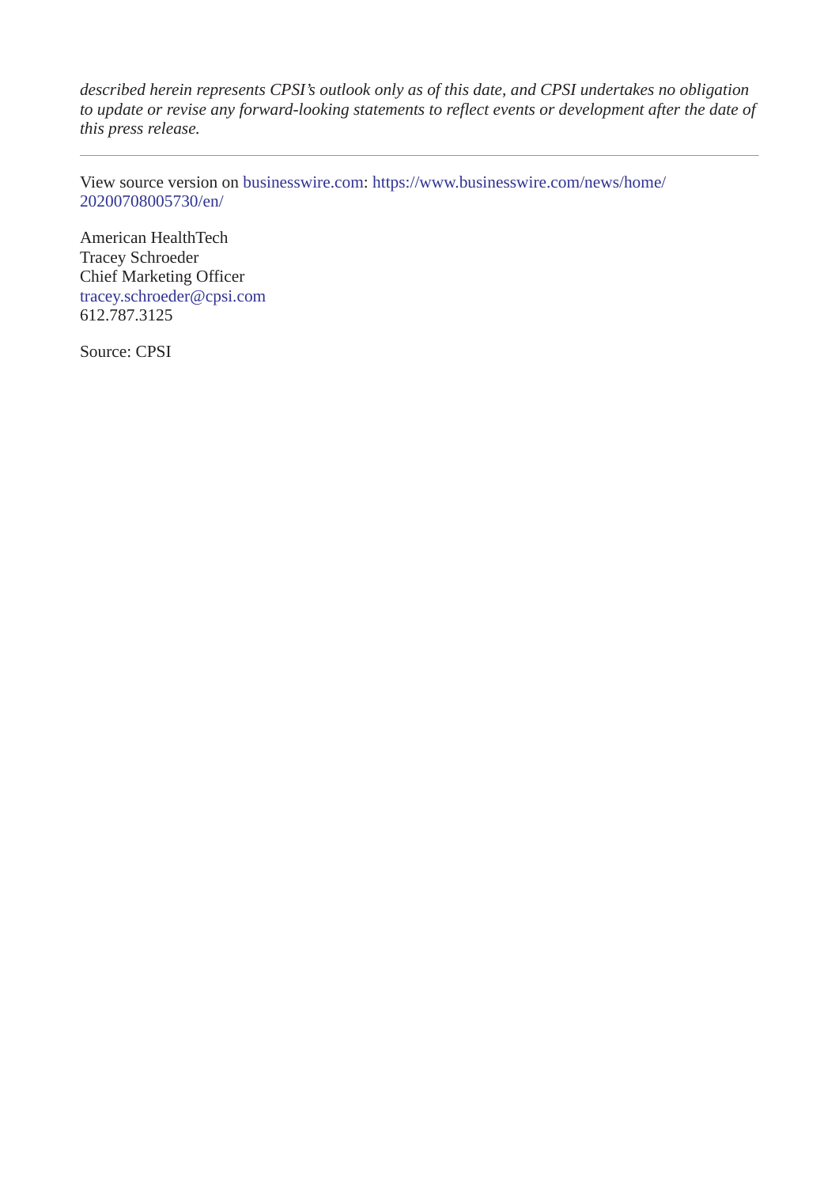*described herein represents CPSI's outlook only as of this date, and CPSI undertakes no obligation to update or revise any forward-looking statements to reflect events or development after the date of this press release.*

---

View source version on businesswire.com: https://www.businesswire.com/news/home/20200708005730/en/

American HealthTech
Tracey Schroeder
Chief Marketing Officer
tracey.schroeder@cpsi.com
612.787.3125

Source: CPSI